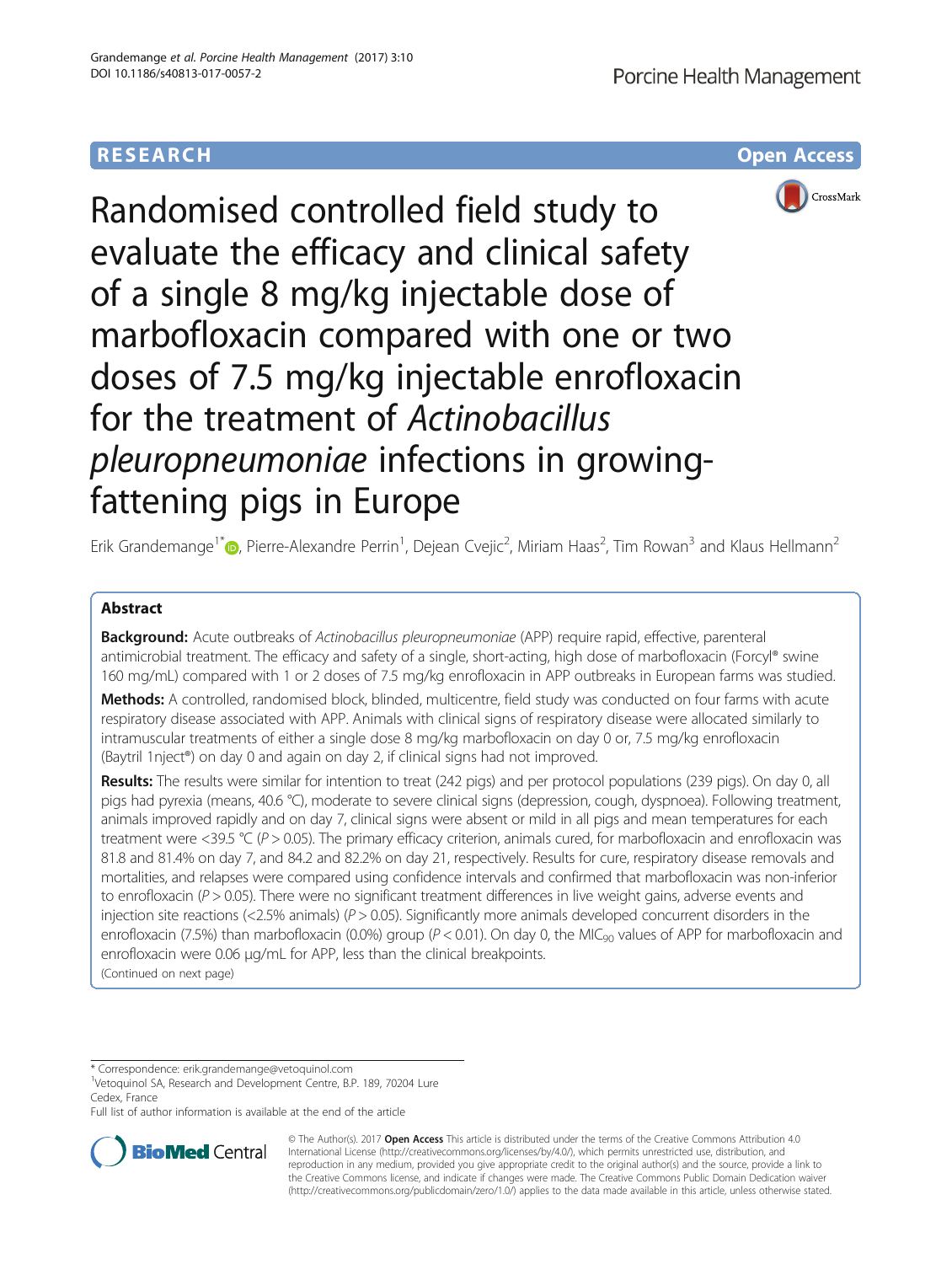RESEARCH

Open Access

# Randomised controlled field study to evaluate the efficacy and clinical safety of a single 8 mg/kg injectable dose of marbofloxacin compared with one or two doses of 7.5 mg/kg injectable enrofloxacin for the treatment of *Actinobacillus pleuropneumoniae* infections in growing-fattening pigs in Europe

Erik Grandemange[1*], Pierre-Alexandre Perrin[1], Dejean Cvejic[2], Miriam Haas[2], Tim Rowan[3] and Klaus Hellmann[2]

## Abstract

**Background:** Acute outbreaks of *Actinobacillus pleuropneumoniae* (APP) require rapid, effective, parenteral antimicrobial treatment. The efficacy and safety of a single, short-acting, high dose of marbofloxacin (Forcyl® swine 160 mg/mL) compared with 1 or 2 doses of 7.5 mg/kg enrofloxacin in APP outbreaks in European farms was studied.

**Methods:** A controlled, randomised block, blinded, multicentre, field study was conducted on four farms with acute respiratory disease associated with APP. Animals with clinical signs of respiratory disease were allocated similarly to intramuscular treatments of either a single dose 8 mg/kg marbofloxacin on day 0 or, 7.5 mg/kg enrofloxacin (Baytril 1nject®) on day 0 and again on day 2, if clinical signs had not improved.

**Results:** The results were similar for intention to treat (242 pigs) and per protocol populations (239 pigs). On day 0, all pigs had pyrexia (means, 40.6 °C), moderate to severe clinical signs (depression, cough, dyspnoea). Following treatment, animals improved rapidly and on day 7, clinical signs were absent or mild in all pigs and mean temperatures for each treatment were <39.5 °C ($P > 0.05$). The primary efficacy criterion, animals cured, for marbofloxacin and enrofloxacin was 81.8 and 81.4% on day 7, and 84.2 and 82.2% on day 21, respectively. Results for cure, respiratory disease removals and mortalities, and relapses were compared using confidence intervals and confirmed that marbofloxacin was non-inferior to enrofloxacin ($P > 0.05$). There were no significant treatment differences in live weight gains, adverse events and injection site reactions (<2.5% animals) ($P > 0.05$). Significantly more animals developed concurrent disorders in the enrofloxacin (7.5%) than marbofloxacin (0.0%) group ($P < 0.01$). On day 0, the $MIC_{90}$ values of APP for marbofloxacin and enrofloxacin were 0.06 μg/mL for APP, less than the clinical breakpoints.

(Continued on next page)

---

* Correspondence: erik.grandemange@vetoquinol.com

[1]Vetoquinol SA, Research and Development Centre, B.P. 189, 70204 Lure Cedex, France

Full list of author information is available at the end of the article

© The Author(s). 2017 **Open Access** This article is distributed under the terms of the Creative Commons Attribution 4.0 International License (http://creativecommons.org/licenses/by/4.0/), which permits unrestricted use, distribution, and reproduction in any medium, provided you give appropriate credit to the original author(s) and the source, provide a link to the Creative Commons license, and indicate if changes were made. The Creative Commons Public Domain Dedication waiver (http://creativecommons.org/publicdomain/zero/1.0/) applies to the data made available in this article, unless otherwise stated.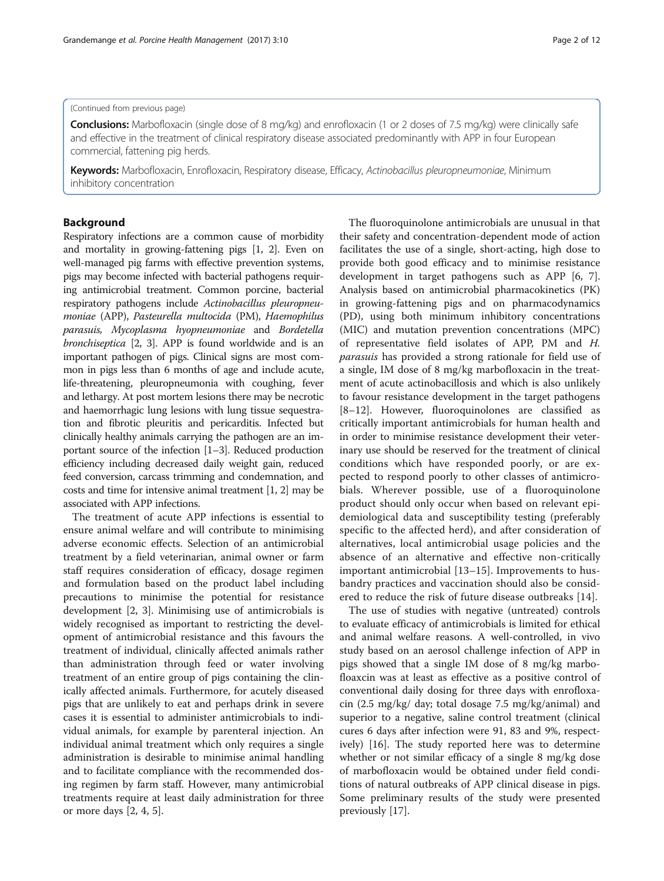(Continued from previous page)

**Conclusions:** Marbofloxacin (single dose of 8 mg/kg) and enrofloxacin (1 or 2 doses of 7.5 mg/kg) were clinically safe and effective in the treatment of clinical respiratory disease associated predominantly with APP in four European commercial, fattening pig herds.

**Keywords:** Marbofloxacin, Enrofloxacin, Respiratory disease, Efficacy, *Actinobacillus pleuropneumoniae*, Minimum inhibitory concentration

## Background

Respiratory infections are a common cause of morbidity and mortality in growing-fattening pigs [1, 2]. Even on well-managed pig farms with effective prevention systems, pigs may become infected with bacterial pathogens requiring antimicrobial treatment. Common porcine, bacterial respiratory pathogens include *Actinobacillus pleuropneumoniae* (APP), *Pasteurella multocida* (PM), *Haemophilus parasuis, Mycoplasma hyopneumoniae* and *Bordetella bronchiseptica* [2, 3]. APP is found worldwide and is an important pathogen of pigs. Clinical signs are most common in pigs less than 6 months of age and include acute, life-threatening, pleuropneumonia with coughing, fever and lethargy. At post mortem lesions there may be necrotic and haemorrhagic lung lesions with lung tissue sequestration and fibrotic pleuritis and pericarditis. Infected but clinically healthy animals carrying the pathogen are an important source of the infection [1–3]. Reduced production efficiency including decreased daily weight gain, reduced feed conversion, carcass trimming and condemnation, and costs and time for intensive animal treatment [1, 2] may be associated with APP infections.

The treatment of acute APP infections is essential to ensure animal welfare and will contribute to minimising adverse economic effects. Selection of an antimicrobial treatment by a field veterinarian, animal owner or farm staff requires consideration of efficacy, dosage regimen and formulation based on the product label including precautions to minimise the potential for resistance development [2, 3]. Minimising use of antimicrobials is widely recognised as important to restricting the development of antimicrobial resistance and this favours the treatment of individual, clinically affected animals rather than administration through feed or water involving treatment of an entire group of pigs containing the clinically affected animals. Furthermore, for acutely diseased pigs that are unlikely to eat and perhaps drink in severe cases it is essential to administer antimicrobials to individual animals, for example by parenteral injection. An individual animal treatment which only requires a single administration is desirable to minimise animal handling and to facilitate compliance with the recommended dosing regimen by farm staff. However, many antimicrobial treatments require at least daily administration for three or more days [2, 4, 5].

The fluoroquinolone antimicrobials are unusual in that their safety and concentration-dependent mode of action facilitates the use of a single, short-acting, high dose to provide both good efficacy and to minimise resistance development in target pathogens such as APP [6, 7]. Analysis based on antimicrobial pharmacokinetics (PK) in growing-fattening pigs and on pharmacodynamics (PD), using both minimum inhibitory concentrations (MIC) and mutation prevention concentrations (MPC) of representative field isolates of APP, PM and *H. parasuis* has provided a strong rationale for field use of a single, IM dose of 8 mg/kg marbofloxacin in the treatment of acute actinobacillosis and which is also unlikely to favour resistance development in the target pathogens [8–12]. However, fluoroquinolones are classified as critically important antimicrobials for human health and in order to minimise resistance development their veterinary use should be reserved for the treatment of clinical conditions which have responded poorly, or are expected to respond poorly to other classes of antimicrobials. Wherever possible, use of a fluoroquinolone product should only occur when based on relevant epidemiological data and susceptibility testing (preferably specific to the affected herd), and after consideration of alternatives, local antimicrobial usage policies and the absence of an alternative and effective non-critically important antimicrobial [13–15]. Improvements to husbandry practices and vaccination should also be considered to reduce the risk of future disease outbreaks [14].

The use of studies with negative (untreated) controls to evaluate efficacy of antimicrobials is limited for ethical and animal welfare reasons. A well-controlled, in vivo study based on an aerosol challenge infection of APP in pigs showed that a single IM dose of 8 mg/kg marbofloxacin was at least as effective as a positive control of conventional daily dosing for three days with enrofloxacin (2.5 mg/kg/ day; total dosage 7.5 mg/kg/animal) and superior to a negative, saline control treatment (clinical cures 6 days after infection were 91, 83 and 9%, respectively) [16]. The study reported here was to determine whether or not similar efficacy of a single 8 mg/kg dose of marbofloxacin would be obtained under field conditions of natural outbreaks of APP clinical disease in pigs. Some preliminary results of the study were presented previously [17].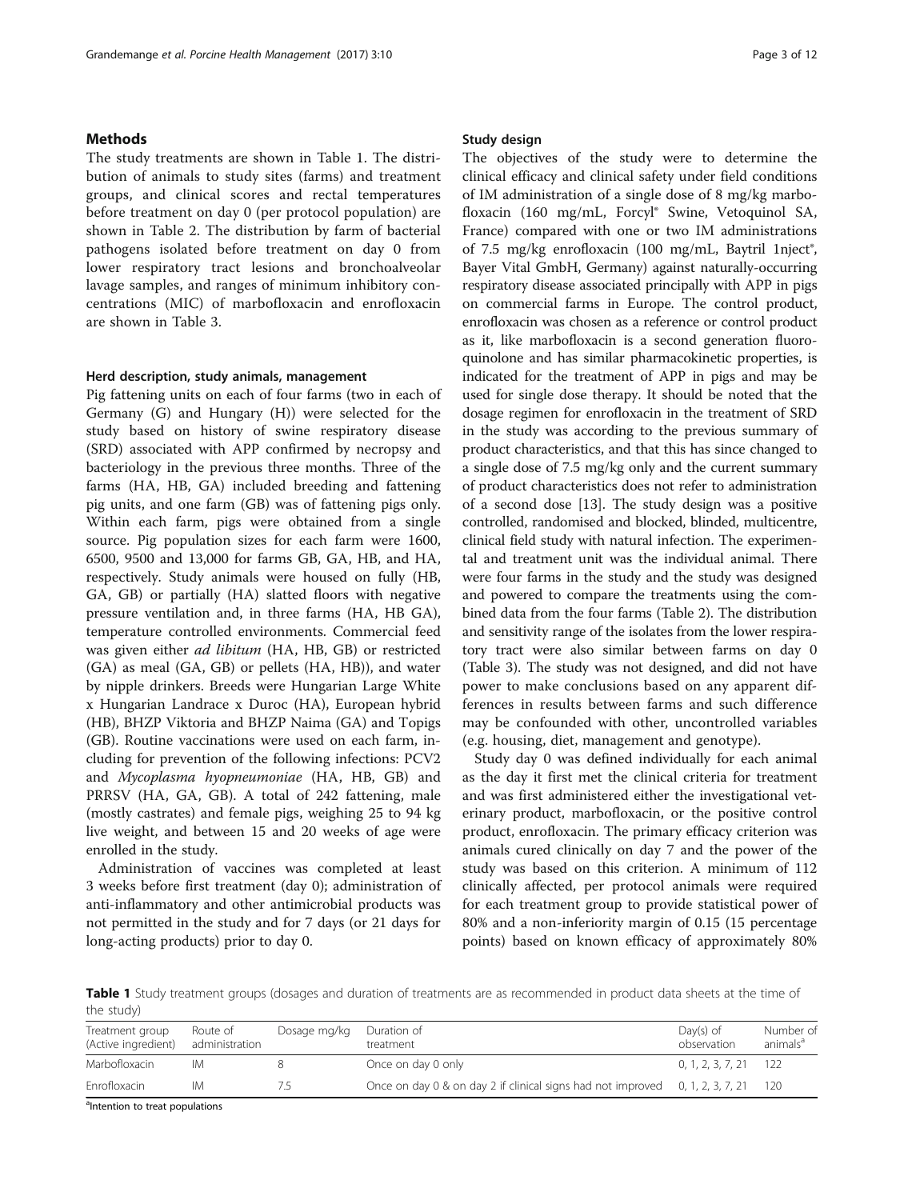## Methods

The study treatments are shown in Table 1. The distribution of animals to study sites (farms) and treatment groups, and clinical scores and rectal temperatures before treatment on day 0 (per protocol population) are shown in Table 2. The distribution by farm of bacterial pathogens isolated before treatment on day 0 from lower respiratory tract lesions and bronchoalveolar lavage samples, and ranges of minimum inhibitory concentrations (MIC) of marbofloxacin and enrofloxacin are shown in Table 3.

### Herd description, study animals, management

Pig fattening units on each of four farms (two in each of Germany (G) and Hungary (H)) were selected for the study based on history of swine respiratory disease (SRD) associated with APP confirmed by necropsy and bacteriology in the previous three months. Three of the farms (HA, HB, GA) included breeding and fattening pig units, and one farm (GB) was of fattening pigs only. Within each farm, pigs were obtained from a single source. Pig population sizes for each farm were 1600, 6500, 9500 and 13,000 for farms GB, GA, HB, and HA, respectively. Study animals were housed on fully (HB, GA, GB) or partially (HA) slatted floors with negative pressure ventilation and, in three farms (HA, HB GA), temperature controlled environments. Commercial feed was given either *ad libitum* (HA, HB, GB) or restricted (GA) as meal (GA, GB) or pellets (HA, HB)), and water by nipple drinkers. Breeds were Hungarian Large White x Hungarian Landrace x Duroc (HA), European hybrid (HB), BHZP Viktoria and BHZP Naima (GA) and Topigs (GB). Routine vaccinations were used on each farm, including for prevention of the following infections: PCV2 and *Mycoplasma hyopneumoniae* (HA, HB, GB) and PRRSV (HA, GA, GB). A total of 242 fattening, male (mostly castrates) and female pigs, weighing 25 to 94 kg live weight, and between 15 and 20 weeks of age were enrolled in the study.

Administration of vaccines was completed at least 3 weeks before first treatment (day 0); administration of anti-inflammatory and other antimicrobial products was not permitted in the study and for 7 days (or 21 days for long-acting products) prior to day 0.

### Study design

The objectives of the study were to determine the clinical efficacy and clinical safety under field conditions of IM administration of a single dose of 8 mg/kg marbofloxacin (160 mg/mL, Forcyl® Swine, Vetoquinol SA, France) compared with one or two IM administrations of 7.5 mg/kg enrofloxacin (100 mg/mL, Baytril 1nject®, Bayer Vital GmbH, Germany) against naturally-occurring respiratory disease associated principally with APP in pigs on commercial farms in Europe. The control product, enrofloxacin was chosen as a reference or control product as it, like marbofloxacin is a second generation fluoroquinolone and has similar pharmacokinetic properties, is indicated for the treatment of APP in pigs and may be used for single dose therapy. It should be noted that the dosage regimen for enrofloxacin in the treatment of SRD in the study was according to the previous summary of product characteristics, and that this has since changed to a single dose of 7.5 mg/kg only and the current summary of product characteristics does not refer to administration of a second dose [13]. The study design was a positive controlled, randomised and blocked, blinded, multicentre, clinical field study with natural infection. The experimental and treatment unit was the individual animal. There were four farms in the study and the study was designed and powered to compare the treatments using the combined data from the four farms (Table 2). The distribution and sensitivity range of the isolates from the lower respiratory tract were also similar between farms on day 0 (Table 3). The study was not designed, and did not have power to make conclusions based on any apparent differences in results between farms and such difference may be confounded with other, uncontrolled variables (e.g. housing, diet, management and genotype).

Study day 0 was defined individually for each animal as the day it first met the clinical criteria for treatment and was first administered either the investigational veterinary product, marbofloxacin, or the positive control product, enrofloxacin. The primary efficacy criterion was animals cured clinically on day 7 and the power of the study was based on this criterion. A minimum of 112 clinically affected, per protocol animals were required for each treatment group to provide statistical power of 80% and a non-inferiority margin of 0.15 (15 percentage points) based on known efficacy of approximately 80%

**Table 1** Study treatment groups (dosages and duration of treatments are as recommended in product data sheets at the time of the study)

| Treatment group (Active ingredient) | Route of administration | Dosage mg/kg | Duration of treatment | Day(s) of observation | Number of animals[a] |
|---|---|---|---|---|---|
| Marbofloxacin | IM | 8 | Once on day 0 only | 0, 1, 2, 3, 7, 21 | 122 |
| Enrofloxacin | IM | 7.5 | Once on day 0 & on day 2 if clinical signs had not improved | 0, 1, 2, 3, 7, 21 | 120 |

[a]Intention to treat populations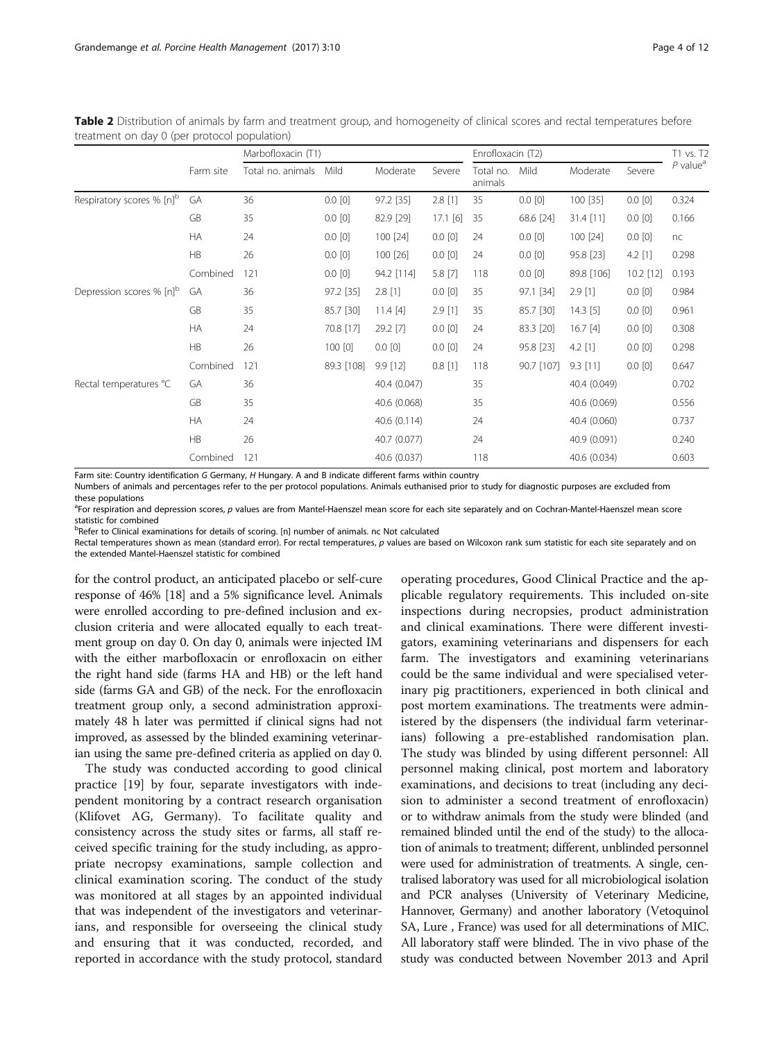**Table 2** Distribution of animals by farm and treatment group, and homogeneity of clinical scores and rectal temperatures before treatment on day 0 (per protocol population)

| | Farm site | Marbofloxacin (T1) | | | | Enrofloxacin (T2) | | | | T1 vs. T2 |
|---|---|---|---|---|---|---|---|---|---|---|
| | | Total no. animals | Mild | Moderate | Severe | Total no. animals | Mild | Moderate | Severe | *P* value[a] |
| Respiratory scores % [n][b] | GA | 36 | 0.0 [0] | 97.2 [35] | 2.8 [1] | 35 | 0.0 [0] | 100 [35] | 0.0 [0] | 0.324 |
| | GB | 35 | 0.0 [0] | 82.9 [29] | 17.1 [6] | 35 | 68.6 [24] | 31.4 [11] | 0.0 [0] | 0.166 |
| | HA | 24 | 0.0 [0] | 100 [24] | 0.0 [0] | 24 | 0.0 [0] | 100 [24] | 0.0 [0] | nc |
| | HB | 26 | 0.0 [0] | 100 [26] | 0.0 [0] | 24 | 0.0 [0] | 95.8 [23] | 4.2 [1] | 0.298 |
| | Combined | 121 | 0.0 [0] | 94.2 [114] | 5.8 [7] | 118 | 0.0 [0] | 89.8 [106] | 10.2 [12] | 0.193 |
| Depression scores % [n][b] | GA | 36 | 97.2 [35] | 2.8 [1] | 0.0 [0] | 35 | 97.1 [34] | 2.9 [1] | 0.0 [0] | 0.984 |
| | GB | 35 | 85.7 [30] | 11.4 [4] | 2.9 [1] | 35 | 85.7 [30] | 14.3 [5] | 0.0 [0] | 0.961 |
| | HA | 24 | 70.8 [17] | 29.2 [7] | 0.0 [0] | 24 | 83.3 [20] | 16.7 [4] | 0.0 [0] | 0.308 |
| | HB | 26 | 100 [0] | 0.0 [0] | 0.0 [0] | 24 | 95.8 [23] | 4.2 [1] | 0.0 [0] | 0.298 |
| | Combined | 121 | 89.3 [108] | 9.9 [12] | 0.8 [1] | 118 | 90.7 [107] | 9.3 [11] | 0.0 [0] | 0.647 |
| Rectal temperatures °C | GA | 36 | | 40.4 (0.047) | | 35 | | 40.4 (0.049) | | 0.702 |
| | GB | 35 | | 40.6 (0.068) | | 35 | | 40.6 (0.069) | | 0.556 |
| | HA | 24 | | 40.6 (0.114) | | 24 | | 40.4 (0.060) | | 0.737 |
| | HB | 26 | | 40.7 (0.077) | | 24 | | 40.9 (0.091) | | 0.240 |
| | Combined | 121 | | 40.6 (0.037) | | 118 | | 40.6 (0.034) | | 0.603 |

Farm site: Country identification G Germany, H Hungary. A and B indicate different farms within country

Numbers of animals and percentages refer to the per protocol populations. Animals euthanised prior to study for diagnostic purposes are excluded from these populations

[a]For respiration and depression scores, *p* values are from Mantel-Haenszel mean score for each site separately and on Cochran-Mantel-Haenszel mean score statistic for combined

[b]Refer to Clinical examinations for details of scoring. [n] number of animals. nc Not calculated

Rectal temperatures shown as mean (standard error). For rectal temperatures, *p* values are based on Wilcoxon rank sum statistic for each site separately and on the extended Mantel-Haenszel statistic for combined

for the control product, an anticipated placebo or self-cure response of 46% [18] and a 5% significance level. Animals were enrolled according to pre-defined inclusion and exclusion criteria and were allocated equally to each treatment group on day 0. On day 0, animals were injected IM with the either marbofloxacin or enrofloxacin on either the right hand side (farms HA and HB) or the left hand side (farms GA and GB) of the neck. For the enrofloxacin treatment group only, a second administration approximately 48 h later was permitted if clinical signs had not improved, as assessed by the blinded examining veterinarian using the same pre-defined criteria as applied on day 0.

The study was conducted according to good clinical practice [19] by four, separate investigators with independent monitoring by a contract research organisation (Klifovet AG, Germany). To facilitate quality and consistency across the study sites or farms, all staff received specific training for the study including, as appropriate necropsy examinations, sample collection and clinical examination scoring. The conduct of the study was monitored at all stages by an appointed individual that was independent of the investigators and veterinarians, and responsible for overseeing the clinical study and ensuring that it was conducted, recorded, and reported in accordance with the study protocol, standard operating procedures, Good Clinical Practice and the applicable regulatory requirements. This included on-site inspections during necropsies, product administration and clinical examinations. There were different investigators, examining veterinarians and dispensers for each farm. The investigators and examining veterinarians could be the same individual and were specialised veterinary pig practitioners, experienced in both clinical and post mortem examinations. The treatments were administered by the dispensers (the individual farm veterinarians) following a pre-established randomisation plan. The study was blinded by using different personnel: All personnel making clinical, post mortem and laboratory examinations, and decisions to treat (including any decision to administer a second treatment of enrofloxacin) or to withdraw animals from the study were blinded (and remained blinded until the end of the study) to the allocation of animals to treatment; different, unblinded personnel were used for administration of treatments. A single, centralised laboratory was used for all microbiological isolation and PCR analyses (University of Veterinary Medicine, Hannover, Germany) and another laboratory (Vetoquinol SA, Lure , France) was used for all determinations of MIC. All laboratory staff were blinded. The in vivo phase of the study was conducted between November 2013 and April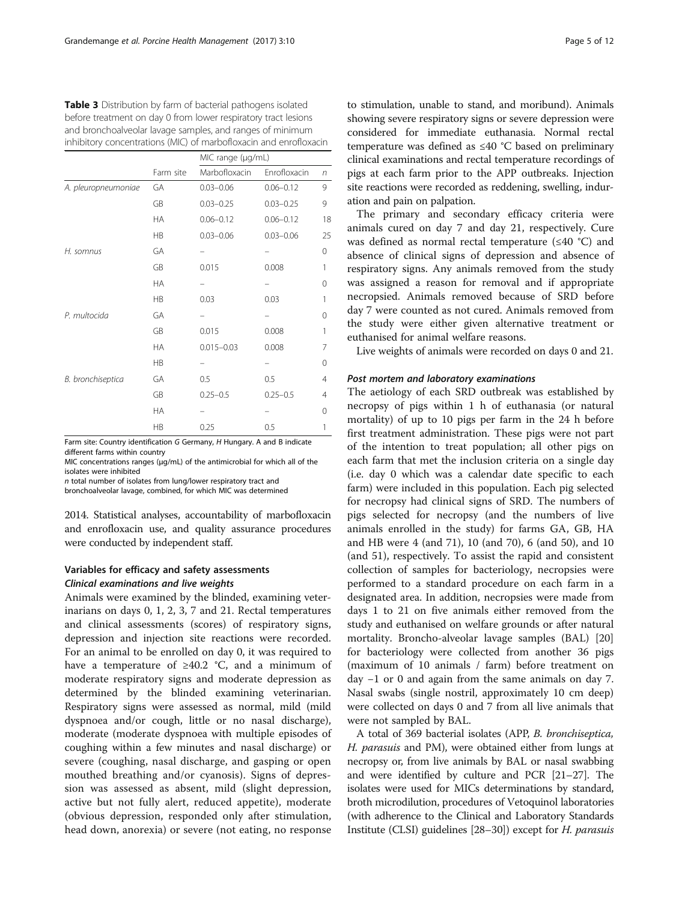**Table 3** Distribution by farm of bacterial pathogens isolated before treatment on day 0 from lower respiratory tract lesions and bronchoalveolar lavage samples, and ranges of minimum inhibitory concentrations (MIC) of marbofloxacin and enrofloxacin

| | | MIC range (μg/mL) | | |
|---|---|---|---|---|
| | Farm site | Marbofloxacin | Enrofloxacin | *n* |
| *A. pleuropneumoniae* | GA | 0.03–0.06 | 0.06–0.12 | 9 |
| | GB | 0.03–0.25 | 0.03–0.25 | 9 |
| | HA | 0.06–0.12 | 0.06–0.12 | 18 |
| | HB | 0.03–0.06 | 0.03–0.06 | 25 |
| *H. somnus* | GA | – | – | 0 |
| | GB | 0.015 | 0.008 | 1 |
| | HA | – | – | 0 |
| | HB | 0.03 | 0.03 | 1 |
| *P. multocida* | GA | – | – | 0 |
| | GB | 0.015 | 0.008 | 1 |
| | HA | 0.015–0.03 | 0.008 | 7 |
| | HB | – | – | 0 |
| *B. bronchiseptica* | GA | 0.5 | 0.5 | 4 |
| | GB | 0.25–0.5 | 0.25–0.5 | 4 |
| | HA | – | – | 0 |
| | HB | 0.25 | 0.5 | 1 |

Farm site: Country identification *G* Germany, *H* Hungary. A and B indicate different farms within country

MIC concentrations ranges (μg/mL) of the antimicrobial for which all of the isolates were inhibited

*n* total number of isolates from lung/lower respiratory tract and bronchoalveolar lavage, combined, for which MIC was determined

2014. Statistical analyses, accountability of marbofloxacin and enrofloxacin use, and quality assurance procedures were conducted by independent staff.

## Variables for efficacy and safety assessments

### Clinical examinations and live weights

Animals were examined by the blinded, examining veterinarians on days 0, 1, 2, 3, 7 and 21. Rectal temperatures and clinical assessments (scores) of respiratory signs, depression and injection site reactions were recorded. For an animal to be enrolled on day 0, it was required to have a temperature of ≥40.2 °C, and a minimum of moderate respiratory signs and moderate depression as determined by the blinded examining veterinarian. Respiratory signs were assessed as normal, mild (mild dyspnoea and/or cough, little or no nasal discharge), moderate (moderate dyspnoea with multiple episodes of coughing within a few minutes and nasal discharge) or severe (coughing, nasal discharge, and gasping or open mouthed breathing and/or cyanosis). Signs of depression was assessed as absent, mild (slight depression, active but not fully alert, reduced appetite), moderate (obvious depression, responded only after stimulation, head down, anorexia) or severe (not eating, no response to stimulation, unable to stand, and moribund). Animals showing severe respiratory signs or severe depression were considered for immediate euthanasia. Normal rectal temperature was defined as ≤40 °C based on preliminary clinical examinations and rectal temperature recordings of pigs at each farm prior to the APP outbreaks. Injection site reactions were recorded as reddening, swelling, induration and pain on palpation.

The primary and secondary efficacy criteria were animals cured on day 7 and day 21, respectively. Cure was defined as normal rectal temperature (≤40 °C) and absence of clinical signs of depression and absence of respiratory signs. Any animals removed from the study was assigned a reason for removal and if appropriate necropsied. Animals removed because of SRD before day 7 were counted as not cured. Animals removed from the study were either given alternative treatment or euthanised for animal welfare reasons.

Live weights of animals were recorded on days 0 and 21.

### Post mortem and laboratory examinations

The aetiology of each SRD outbreak was established by necropsy of pigs within 1 h of euthanasia (or natural mortality) of up to 10 pigs per farm in the 24 h before first treatment administration. These pigs were not part of the intention to treat population; all other pigs on each farm that met the inclusion criteria on a single day (i.e. day 0 which was a calendar date specific to each farm) were included in this population. Each pig selected for necropsy had clinical signs of SRD. The numbers of pigs selected for necropsy (and the numbers of live animals enrolled in the study) for farms GA, GB, HA and HB were 4 (and 71), 10 (and 70), 6 (and 50), and 10 (and 51), respectively. To assist the rapid and consistent collection of samples for bacteriology, necropsies were performed to a standard procedure on each farm in a designated area. In addition, necropsies were made from days 1 to 21 on five animals either removed from the study and euthanised on welfare grounds or after natural mortality. Broncho-alveolar lavage samples (BAL) [20] for bacteriology were collected from another 36 pigs (maximum of 10 animals / farm) before treatment on day −1 or 0 and again from the same animals on day 7. Nasal swabs (single nostril, approximately 10 cm deep) were collected on days 0 and 7 from all live animals that were not sampled by BAL.

A total of 369 bacterial isolates (APP, *B. bronchiseptica, H. parasuis* and PM), were obtained either from lungs at necropsy or, from live animals by BAL or nasal swabbing and were identified by culture and PCR [21–27]. The isolates were used for MICs determinations by standard, broth microdilution, procedures of Vetoquinol laboratories (with adherence to the Clinical and Laboratory Standards Institute (CLSI) guidelines [28–30]) except for *H. parasuis*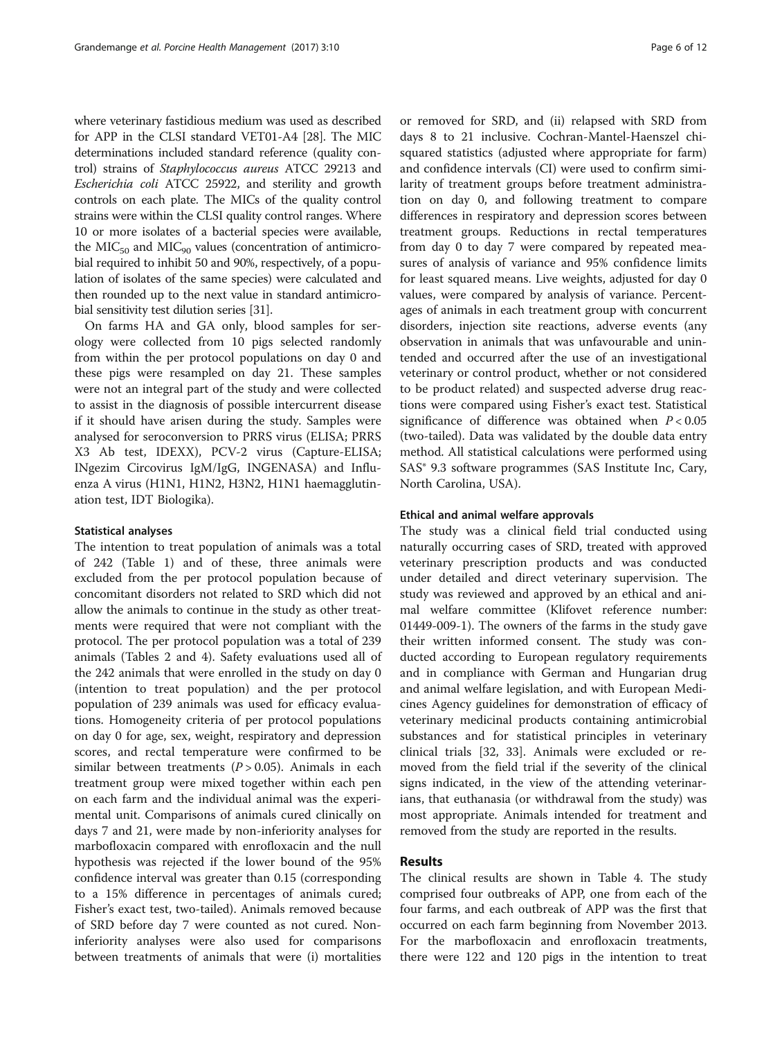where veterinary fastidious medium was used as described for APP in the CLSI standard VET01-A4 [28]. The MIC determinations included standard reference (quality control) strains of *Staphylococcus aureus* ATCC 29213 and *Escherichia coli* ATCC 25922, and sterility and growth controls on each plate. The MICs of the quality control strains were within the CLSI quality control ranges. Where 10 or more isolates of a bacterial species were available, the $MIC_{50}$ and $MIC_{90}$ values (concentration of antimicrobial required to inhibit 50 and 90%, respectively, of a population of isolates of the same species) were calculated and then rounded up to the next value in standard antimicrobial sensitivity test dilution series [31].

On farms HA and GA only, blood samples for serology were collected from 10 pigs selected randomly from within the per protocol populations on day 0 and these pigs were resampled on day 21. These samples were not an integral part of the study and were collected to assist in the diagnosis of possible intercurrent disease if it should have arisen during the study. Samples were analysed for seroconversion to PRRS virus (ELISA; PRRS X3 Ab test, IDEXX), PCV-2 virus (Capture-ELISA; INgezim Circovirus IgM/IgG, INGENASA) and Influenza A virus (H1N1, H1N2, H3N2, H1N1 haemagglutination test, IDT Biologika).

### Statistical analyses

The intention to treat population of animals was a total of 242 (Table 1) and of these, three animals were excluded from the per protocol population because of concomitant disorders not related to SRD which did not allow the animals to continue in the study as other treatments were required that were not compliant with the protocol. The per protocol population was a total of 239 animals (Tables 2 and 4). Safety evaluations used all of the 242 animals that were enrolled in the study on day 0 (intention to treat population) and the per protocol population of 239 animals was used for efficacy evaluations. Homogeneity criteria of per protocol populations on day 0 for age, sex, weight, respiratory and depression scores, and rectal temperature were confirmed to be similar between treatments ($P > 0.05$). Animals in each treatment group were mixed together within each pen on each farm and the individual animal was the experimental unit. Comparisons of animals cured clinically on days 7 and 21, were made by non-inferiority analyses for marbofloxacin compared with enrofloxacin and the null hypothesis was rejected if the lower bound of the 95% confidence interval was greater than 0.15 (corresponding to a 15% difference in percentages of animals cured; Fisher's exact test, two-tailed). Animals removed because of SRD before day 7 were counted as not cured. Non-inferiority analyses were also used for comparisons between treatments of animals that were (i) mortalities or removed for SRD, and (ii) relapsed with SRD from days 8 to 21 inclusive. Cochran-Mantel-Haenszel chi-squared statistics (adjusted where appropriate for farm) and confidence intervals (CI) were used to confirm similarity of treatment groups before treatment administration on day 0, and following treatment to compare differences in respiratory and depression scores between treatment groups. Reductions in rectal temperatures from day 0 to day 7 were compared by repeated measures of analysis of variance and 95% confidence limits for least squared means. Live weights, adjusted for day 0 values, were compared by analysis of variance. Percentages of animals in each treatment group with concurrent disorders, injection site reactions, adverse events (any observation in animals that was unfavourable and unintended and occurred after the use of an investigational veterinary or control product, whether or not considered to be product related) and suspected adverse drug reactions were compared using Fisher's exact test. Statistical significance of difference was obtained when $P < 0.05$ (two-tailed). Data was validated by the double data entry method. All statistical calculations were performed using SAS® 9.3 software programmes (SAS Institute Inc, Cary, North Carolina, USA).

### Ethical and animal welfare approvals

The study was a clinical field trial conducted using naturally occurring cases of SRD, treated with approved veterinary prescription products and was conducted under detailed and direct veterinary supervision. The study was reviewed and approved by an ethical and animal welfare committee (Klifovet reference number: 01449-009-1). The owners of the farms in the study gave their written informed consent. The study was conducted according to European regulatory requirements and in compliance with German and Hungarian drug and animal welfare legislation, and with European Medicines Agency guidelines for demonstration of efficacy of veterinary medicinal products containing antimicrobial substances and for statistical principles in veterinary clinical trials [32, 33]. Animals were excluded or removed from the field trial if the severity of the clinical signs indicated, in the view of the attending veterinarians, that euthanasia (or withdrawal from the study) was most appropriate. Animals intended for treatment and removed from the study are reported in the results.

## Results

The clinical results are shown in Table 4. The study comprised four outbreaks of APP, one from each of the four farms, and each outbreak of APP was the first that occurred on each farm beginning from November 2013. For the marbofloxacin and enrofloxacin treatments, there were 122 and 120 pigs in the intention to treat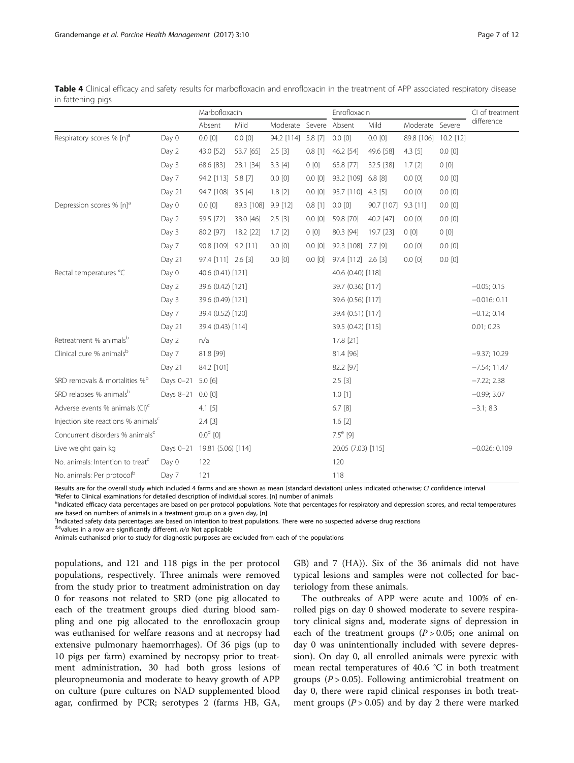**Table 4** Clinical efficacy and safety results for marbofloxacin and enrofloxacin in the treatment of APP associated respiratory disease in fattening pigs

| | | Marbofloxacin | | | | Enrofloxacin | | | | CI of treatment difference |
|---|---|---|---|---|---|---|---|---|---|---|
| | | Absent | Mild | Moderate | Severe | Absent | Mild | Moderate | Severe | |
| Respiratory scores % [n][a] | Day 0 | 0.0 [0] | 0.0 [0] | 94.2 [114] | 5.8 [7] | 0.0 [0] | 0.0 [0] | 89.8 [106] | 10.2 [12] | |
| | Day 2 | 43.0 [52] | 53.7 [65] | 2.5 [3] | 0.8 [1] | 46.2 [54] | 49.6 [58] | 4.3 [5] | 0.0 [0] | |
| | Day 3 | 68.6 [83] | 28.1 [34] | 3.3 [4] | 0 [0] | 65.8 [77] | 32.5 [38] | 1.7 [2] | 0 [0] | |
| | Day 7 | 94.2 [113] | 5.8 [7] | 0.0 [0] | 0.0 [0] | 93.2 [109] | 6.8 [8] | 0.0 [0] | 0.0 [0] | |
| | Day 21 | 94.7 [108] | 3.5 [4] | 1.8 [2] | 0.0 [0] | 95.7 [110] | 4.3 [5] | 0.0 [0] | 0.0 [0] | |
| Depression scores % [n][a] | Day 0 | 0.0 [0] | 89.3 [108] | 9.9 [12] | 0.8 [1] | 0.0 [0] | 90.7 [107] | 9.3 [11] | 0.0 [0] | |
| | Day 2 | 59.5 [72] | 38.0 [46] | 2.5 [3] | 0.0 [0] | 59.8 [70] | 40.2 [47] | 0.0 [0] | 0.0 [0] | |
| | Day 3 | 80.2 [97] | 18.2 [22] | 1.7 [2] | 0 [0] | 80.3 [94] | 19.7 [23] | 0 [0] | 0 [0] | |
| | Day 7 | 90.8 [109] | 9.2 [11] | 0.0 [0] | 0.0 [0] | 92.3 [108] | 7.7 [9] | 0.0 [0] | 0.0 [0] | |
| | Day 21 | 97.4 [111] | 2.6 [3] | 0.0 [0] | 0.0 [0] | 97.4 [112] | 2.6 [3] | 0.0 [0] | 0.0 [0] | |
| Rectal temperatures °C | Day 0 | 40.6 (0.41) [121] | | | | 40.6 (0.40) [118] | | | | |
| | Day 2 | 39.6 (0.42) [121] | | | | 39.7 (0.36) [117] | | | | −0.05; 0.15 |
| | Day 3 | 39.6 (0.49) [121] | | | | 39.6 (0.56) [117] | | | | −0.016; 0.11 |
| | Day 7 | 39.4 (0.52) [120] | | | | 39.4 (0.51) [117] | | | | −0.12; 0.14 |
| | Day 21 | 39.4 (0.43) [114] | | | | 39.5 (0.42) [115] | | | | 0.01; 0.23 |
| Retreatment % animals[b] | Day 2 | n/a | | | | 17.8 [21] | | | | |
| Clinical cure % animals[b] | Day 7 | 81.8 [99] | | | | 81.4 [96] | | | | −9.37; 10.29 |
| | Day 21 | 84.2 [101] | | | | 82.2 [97] | | | | −7.54; 11.47 |
| SRD removals & mortalities %[b] | Days 0–21 | 5.0 [6] | | | | 2.5 [3] | | | | −7.22; 2.38 |
| SRD relapses % animals[b] | Days 8–21 | 0.0 [0] | | | | 1.0 [1] | | | | −0.99; 3.07 |
| Adverse events % animals (CI)[c] | | 4.1 [5] | | | | 6.7 [8] | | | | −3.1; 8.3 |
| Injection site reactions % animals[c] | | 2.4 [3] | | | | 1.6 [2] | | | | |
| Concurrent disorders % animals[c] | | 0.0[d] [0] | | | | 7.5[e] [9] | | | | |
| Live weight gain kg | Days 0–21 | 19.81 (5.06) [114] | | | | 20.05 (7.03) [115] | | | | −0.026; 0.109 |
| No. animals: Intention to treat[c] | Day 0 | 122 | | | | 120 | | | | |
| No. animals: Per protocol[b] | Day 7 | 121 | | | | 118 | | | | |

Results are for the overall study which included 4 farms and are shown as mean (standard deviation) unless indicated otherwise; *CI* confidence interval
[a]Refer to Clinical examinations for detailed description of individual scores. [n] number of animals
[b]Indicated efficacy data percentages are based on per protocol populations. Note that percentages for respiratory and depression scores, and rectal temperatures are based on numbers of animals in a treatment group on a given day, [n]
[c]Indicated safety data percentages are based on intention to treat populations. There were no suspected adverse drug reactions
[d,e]values in a row are significantly different. *n/a* Not applicable
Animals euthanised prior to study for diagnostic purposes are excluded from each of the populations

populations, and 121 and 118 pigs in the per protocol populations, respectively. Three animals were removed from the study prior to treatment administration on day 0 for reasons not related to SRD (one pig allocated to each of the treatment groups died during blood sampling and one pig allocated to the enrofloxacin group was euthanised for welfare reasons and at necropsy had extensive pulmonary haemorrhages). Of 36 pigs (up to 10 pigs per farm) examined by necropsy prior to treatment administration, 30 had both gross lesions of pleuropneumonia and moderate to heavy growth of APP on culture (pure cultures on NAD supplemented blood agar, confirmed by PCR; serotypes 2 (farms HB, GA, GB) and 7 (HA)). Six of the 36 animals did not have typical lesions and samples were not collected for bacteriology from these animals.

The outbreaks of APP were acute and 100% of enrolled pigs on day 0 showed moderate to severe respiratory clinical signs and, moderate signs of depression in each of the treatment groups ($P > 0.05$; one animal on day 0 was unintentionally included with severe depression). On day 0, all enrolled animals were pyrexic with mean rectal temperatures of 40.6 °C in both treatment groups ($P > 0.05$). Following antimicrobial treatment on day 0, there were rapid clinical responses in both treatment groups ($P > 0.05$) and by day 2 there were marked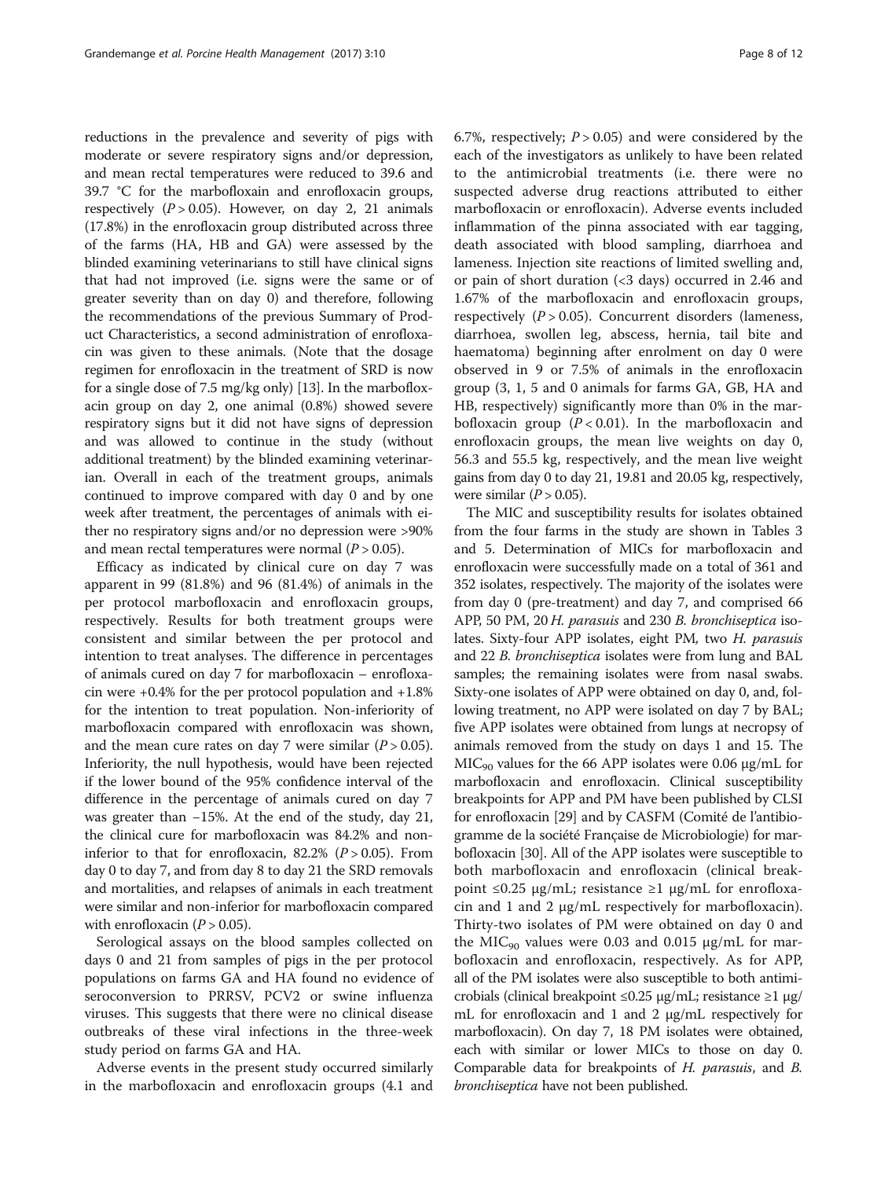reductions in the prevalence and severity of pigs with moderate or severe respiratory signs and/or depression, and mean rectal temperatures were reduced to 39.6 and 39.7 °C for the marbofloxain and enrofloxacin groups, respectively ($P > 0.05$). However, on day 2, 21 animals (17.8%) in the enrofloxacin group distributed across three of the farms (HA, HB and GA) were assessed by the blinded examining veterinarians to still have clinical signs that had not improved (i.e. signs were the same or of greater severity than on day 0) and therefore, following the recommendations of the previous Summary of Product Characteristics, a second administration of enrofloxacin was given to these animals. (Note that the dosage regimen for enrofloxacin in the treatment of SRD is now for a single dose of 7.5 mg/kg only) [13]. In the marbofloxacin group on day 2, one animal (0.8%) showed severe respiratory signs but it did not have signs of depression and was allowed to continue in the study (without additional treatment) by the blinded examining veterinarian. Overall in each of the treatment groups, animals continued to improve compared with day 0 and by one week after treatment, the percentages of animals with either no respiratory signs and/or no depression were >90% and mean rectal temperatures were normal ($P > 0.05$).

Efficacy as indicated by clinical cure on day 7 was apparent in 99 (81.8%) and 96 (81.4%) of animals in the per protocol marbofloxacin and enrofloxacin groups, respectively. Results for both treatment groups were consistent and similar between the per protocol and intention to treat analyses. The difference in percentages of animals cured on day 7 for marbofloxacin – enrofloxacin were +0.4% for the per protocol population and +1.8% for the intention to treat population. Non-inferiority of marbofloxacin compared with enrofloxacin was shown, and the mean cure rates on day 7 were similar ($P > 0.05$). Inferiority, the null hypothesis, would have been rejected if the lower bound of the 95% confidence interval of the difference in the percentage of animals cured on day 7 was greater than −15%. At the end of the study, day 21, the clinical cure for marbofloxacin was 84.2% and non-inferior to that for enrofloxacin, 82.2% ($P > 0.05$). From day 0 to day 7, and from day 8 to day 21 the SRD removals and mortalities, and relapses of animals in each treatment were similar and non-inferior for marbofloxacin compared with enrofloxacin ($P > 0.05$).

Serological assays on the blood samples collected on days 0 and 21 from samples of pigs in the per protocol populations on farms GA and HA found no evidence of seroconversion to PRRSV, PCV2 or swine influenza viruses. This suggests that there were no clinical disease outbreaks of these viral infections in the three-week study period on farms GA and HA.

Adverse events in the present study occurred similarly in the marbofloxacin and enrofloxacin groups (4.1 and 6.7%, respectively; $P > 0.05$) and were considered by the each of the investigators as unlikely to have been related to the antimicrobial treatments (i.e. there were no suspected adverse drug reactions attributed to either marbofloxacin or enrofloxacin). Adverse events included inflammation of the pinna associated with ear tagging, death associated with blood sampling, diarrhoea and lameness. Injection site reactions of limited swelling and, or pain of short duration (<3 days) occurred in 2.46 and 1.67% of the marbofloxacin and enrofloxacin groups, respectively ($P > 0.05$). Concurrent disorders (lameness, diarrhoea, swollen leg, abscess, hernia, tail bite and haematoma) beginning after enrolment on day 0 were observed in 9 or 7.5% of animals in the enrofloxacin group (3, 1, 5 and 0 animals for farms GA, GB, HA and HB, respectively) significantly more than 0% in the marbofloxacin group ($P < 0.01$). In the marbofloxacin and enrofloxacin groups, the mean live weights on day 0, 56.3 and 55.5 kg, respectively, and the mean live weight gains from day 0 to day 21, 19.81 and 20.05 kg, respectively, were similar ($P > 0.05$).

The MIC and susceptibility results for isolates obtained from the four farms in the study are shown in Tables 3 and 5. Determination of MICs for marbofloxacin and enrofloxacin were successfully made on a total of 361 and 352 isolates, respectively. The majority of the isolates were from day 0 (pre-treatment) and day 7, and comprised 66 APP, 50 PM, 20 *H. parasuis* and 230 *B. bronchiseptica* isolates. Sixty-four APP isolates, eight PM, two *H. parasuis* and 22 *B. bronchiseptica* isolates were from lung and BAL samples; the remaining isolates were from nasal swabs. Sixty-one isolates of APP were obtained on day 0, and, following treatment, no APP were isolated on day 7 by BAL; five APP isolates were obtained from lungs at necropsy of animals removed from the study on days 1 and 15. The $MIC_{90}$ values for the 66 APP isolates were 0.06 μg/mL for marbofloxacin and enrofloxacin. Clinical susceptibility breakpoints for APP and PM have been published by CLSI for enrofloxacin [29] and by CASFM (Comité de l'antibiogramme de la société Française de Microbiologie) for marbofloxacin [30]. All of the APP isolates were susceptible to both marbofloxacin and enrofloxacin (clinical breakpoint ≤0.25 μg/mL; resistance ≥1 μg/mL for enrofloxacin and 1 and 2 μg/mL respectively for marbofloxacin). Thirty-two isolates of PM were obtained on day 0 and the $MIC_{90}$ values were 0.03 and 0.015 μg/mL for marbofloxacin and enrofloxacin, respectively. As for APP, all of the PM isolates were also susceptible to both antimicrobials (clinical breakpoint ≤0.25 μg/mL; resistance ≥1 μg/mL for enrofloxacin and 1 and 2 μg/mL respectively for marbofloxacin). On day 7, 18 PM isolates were obtained, each with similar or lower MICs to those on day 0. Comparable data for breakpoints of *H. parasuis*, and *B. bronchiseptica* have not been published.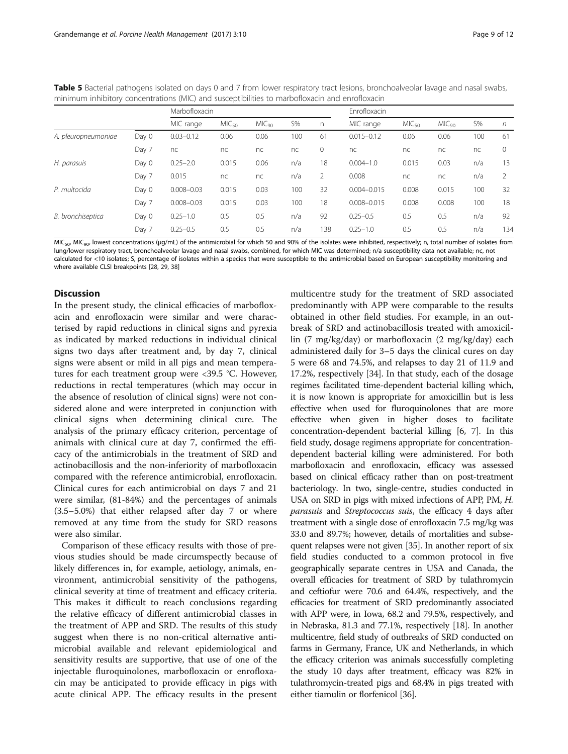**Table 5** Bacterial pathogens isolated on days 0 and 7 from lower respiratory tract lesions, bronchoalveolar lavage and nasal swabs, minimum inhibitory concentrations (MIC) and susceptibilities to marbofloxacin and enrofloxacin

| | | Marbofloxacin | | | | | Enrofloxacin | | | | |
|---|---|---|---|---|---|---|---|---|---|---|---|
| | | MIC range | $MIC_{50}$ | $MIC_{90}$ | S% | n | MIC range | $MIC_{50}$ | $MIC_{90}$ | S% | *n* |
| *A. pleuropneumoniae* | Day 0 | 0.03–0.12 | 0.06 | 0.06 | 100 | 61 | 0.015–0.12 | 0.06 | 0.06 | 100 | 61 |
| | Day 7 | nc | nc | nc | nc | 0 | nc | nc | nc | nc | 0 |
| *H. parasuis* | Day 0 | 0.25–2.0 | 0.015 | 0.06 | n/a | 18 | 0.004–1.0 | 0.015 | 0.03 | n/a | 13 |
| | Day 7 | 0.015 | nc | nc | n/a | 2 | 0.008 | nc | nc | n/a | 2 |
| *P. multocida* | Day 0 | 0.008–0.03 | 0.015 | 0.03 | 100 | 32 | 0.004–0.015 | 0.008 | 0.015 | 100 | 32 |
| | Day 7 | 0.008–0.03 | 0.015 | 0.03 | 100 | 18 | 0.008–0.015 | 0.008 | 0.008 | 100 | 18 |
| *B. bronchiseptica* | Day 0 | 0.25–1.0 | 0.5 | 0.5 | n/a | 92 | 0.25–0.5 | 0.5 | 0.5 | n/a | 92 |
| | Day 7 | 0.25–0.5 | 0.5 | 0.5 | n/a | 138 | 0.25–1.0 | 0.5 | 0.5 | n/a | 134 |

$MIC_{50}$, $MIC_{90}$, lowest concentrations (μg/mL) of the antimicrobial for which 50 and 90% of the isolates were inhibited, respectively; n, total number of isolates from lung/lower respiratory tract, bronchoalveolar lavage and nasal swabs, combined, for which MIC was determined; n/a susceptibility data not available; nc, not calculated for <10 isolates; S, percentage of isolates within a species that were susceptible to the antimicrobial based on European susceptibility monitoring and where available CLSI breakpoints [28, 29, 38]

## Discussion

In the present study, the clinical efficacies of marbofloxacin and enrofloxacin were similar and were characterised by rapid reductions in clinical signs and pyrexia as indicated by marked reductions in individual clinical signs two days after treatment and, by day 7, clinical signs were absent or mild in all pigs and mean temperatures for each treatment group were <39.5 °C. However, reductions in rectal temperatures (which may occur in the absence of resolution of clinical signs) were not considered alone and were interpreted in conjunction with clinical signs when determining clinical cure. The analysis of the primary efficacy criterion, percentage of animals with clinical cure at day 7, confirmed the efficacy of the antimicrobials in the treatment of SRD and actinobacillosis and the non-inferiority of marbofloxacin compared with the reference antimicrobial, enrofloxacin. Clinical cures for each antimicrobial on days 7 and 21 were similar, (81-84%) and the percentages of animals (3.5–5.0%) that either relapsed after day 7 or where removed at any time from the study for SRD reasons were also similar.

Comparison of these efficacy results with those of previous studies should be made circumspectly because of likely differences in, for example, aetiology, animals, environment, antimicrobial sensitivity of the pathogens, clinical severity at time of treatment and efficacy criteria. This makes it difficult to reach conclusions regarding the relative efficacy of different antimicrobial classes in the treatment of APP and SRD. The results of this study suggest when there is no non-critical alternative antimicrobial available and relevant epidemiological and sensitivity results are supportive, that use of one of the injectable fluroquinolones, marbofloxacin or enrofloxacin may be anticipated to provide efficacy in pigs with acute clinical APP. The efficacy results in the present multicentre study for the treatment of SRD associated predominantly with APP were comparable to the results obtained in other field studies. For example, in an outbreak of SRD and actinobacillosis treated with amoxicillin (7 mg/kg/day) or marbofloxacin (2 mg/kg/day) each administered daily for 3–5 days the clinical cures on day 5 were 68 and 74.5%, and relapses to day 21 of 11.9 and 17.2%, respectively [34]. In that study, each of the dosage regimes facilitated time-dependent bacterial killing which, it is now known is appropriate for amoxicillin but is less effective when used for fluroquinolones that are more effective when given in higher doses to facilitate concentration-dependent bacterial killing [6, 7]. In this field study, dosage regimens appropriate for concentration-dependent bacterial killing were administered. For both marbofloxacin and enrofloxacin, efficacy was assessed based on clinical efficacy rather than on post-treatment bacteriology. In two, single-centre, studies conducted in USA on SRD in pigs with mixed infections of APP, PM, *H. parasuis* and *Streptococcus suis*, the efficacy 4 days after treatment with a single dose of enrofloxacin 7.5 mg/kg was 33.0 and 89.7%; however, details of mortalities and subsequent relapses were not given [35]. In another report of six field studies conducted to a common protocol in five geographically separate centres in USA and Canada, the overall efficacies for treatment of SRD by tulathromycin and ceftiofur were 70.6 and 64.4%, respectively, and the efficacies for treatment of SRD predominantly associated with APP were, in Iowa, 68.2 and 79.5%, respectively, and in Nebraska, 81.3 and 77.1%, respectively [18]. In another multicentre, field study of outbreaks of SRD conducted on farms in Germany, France, UK and Netherlands, in which the efficacy criterion was animals successfully completing the study 10 days after treatment, efficacy was 82% in tulathromycin-treated pigs and 68.4% in pigs treated with either tiamulin or florfenicol [36].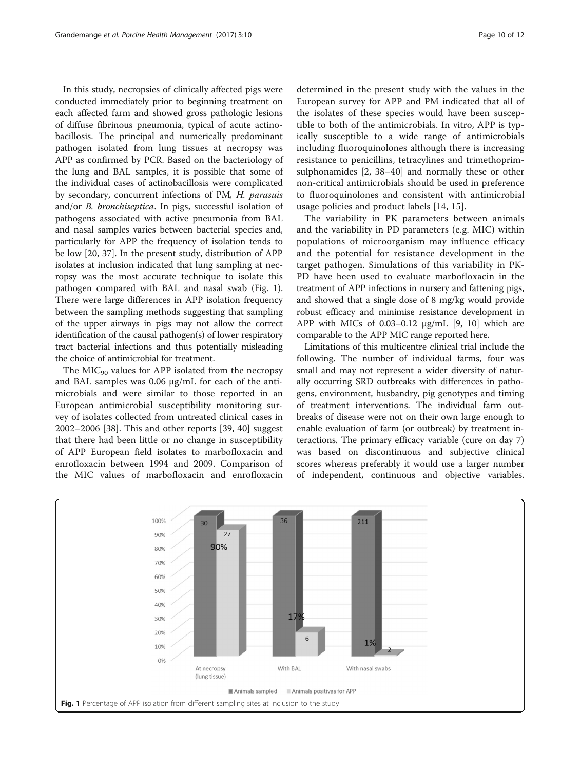In this study, necropsies of clinically affected pigs were conducted immediately prior to beginning treatment on each affected farm and showed gross pathologic lesions of diffuse fibrinous pneumonia, typical of acute actinobacillosis. The principal and numerically predominant pathogen isolated from lung tissues at necropsy was APP as confirmed by PCR. Based on the bacteriology of the lung and BAL samples, it is possible that some of the individual cases of actinobacillosis were complicated by secondary, concurrent infections of PM, *H. parasuis* and/or *B. bronchiseptica*. In pigs, successful isolation of pathogens associated with active pneumonia from BAL and nasal samples varies between bacterial species and, particularly for APP the frequency of isolation tends to be low [20, 37]. In the present study, distribution of APP isolates at inclusion indicated that lung sampling at necropsy was the most accurate technique to isolate this pathogen compared with BAL and nasal swab (Fig. 1). There were large differences in APP isolation frequency between the sampling methods suggesting that sampling of the upper airways in pigs may not allow the correct identification of the causal pathogen(s) of lower respiratory tract bacterial infections and thus potentially misleading the choice of antimicrobial for treatment.

The $MIC_{90}$ values for APP isolated from the necropsy and BAL samples was 0.06 μg/mL for each of the antimicrobials and were similar to those reported in an European antimicrobial susceptibility monitoring survey of isolates collected from untreated clinical cases in 2002–2006 [38]. This and other reports [39, 40] suggest that there had been little or no change in susceptibility of APP European field isolates to marbofloxacin and enrofloxacin between 1994 and 2009. Comparison of the MIC values of marbofloxacin and enrofloxacin determined in the present study with the values in the European survey for APP and PM indicated that all of the isolates of these species would have been susceptible to both of the antimicrobials. In vitro, APP is typically susceptible to a wide range of antimicrobials including fluoroquinolones although there is increasing resistance to penicillins, tetracylines and trimethoprim-sulphonamides [2, 38–40] and normally these or other non-critical antimicrobials should be used in preference to fluoroquinolones and consistent with antimicrobial usage policies and product labels [14, 15].

The variability in PK parameters between animals and the variability in PD parameters (e.g. MIC) within populations of microorganism may influence efficacy and the potential for resistance development in the target pathogen. Simulations of this variability in PK-PD have been used to evaluate marbofloxacin in the treatment of APP infections in nursery and fattening pigs, and showed that a single dose of 8 mg/kg would provide robust efficacy and minimise resistance development in APP with MICs of 0.03–0.12 μg/mL [9, 10] which are comparable to the APP MIC range reported here.

Limitations of this multicentre clinical trial include the following. The number of individual farms, four was small and may not represent a wider diversity of naturally occurring SRD outbreaks with differences in pathogens, environment, husbandry, pig genotypes and timing of treatment interventions. The individual farm outbreaks of disease were not on their own large enough to enable evaluation of farm (or outbreak) by treatment interactions. The primary efficacy variable (cure on day 7) was based on discontinuous and subjective clinical scores whereas preferably it would use a larger number of independent, continuous and objective variables.

100%
90%
80%
70%
60%
50%
40%
30%
20%
10%
0%

30
27
90%
At necropsy (lung tissue)

36
17%
6
With BAL

211
1%
2
With nasal swabs

Animals sampled
Animals positives for APP

**Fig. 1** Percentage of APP isolation from different sampling sites at inclusion to the study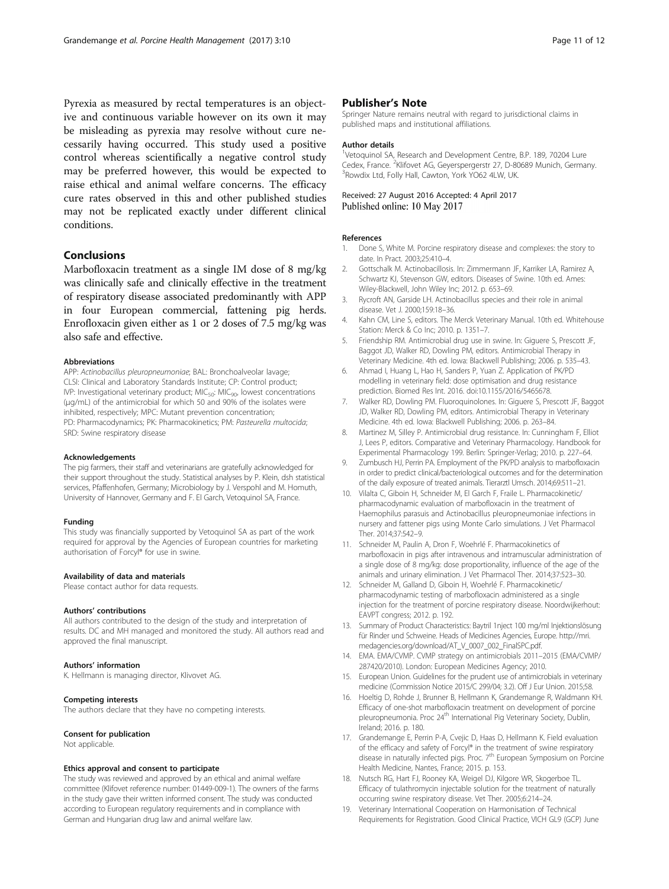Pyrexia as measured by rectal temperatures is an objective and continuous variable however on its own it may be misleading as pyrexia may resolve without cure necessarily having occurred. This study used a positive control whereas scientifically a negative control study may be preferred however, this would be expected to raise ethical and animal welfare concerns. The efficacy cure rates observed in this and other published studies may not be replicated exactly under different clinical conditions.

## Conclusions

Marbofloxacin treatment as a single IM dose of 8 mg/kg was clinically safe and clinically effective in the treatment of respiratory disease associated predominantly with APP in four European commercial, fattening pig herds. Enrofloxacin given either as 1 or 2 doses of 7.5 mg/kg was also safe and effective.

#### Abbreviations

APP: *Actinobacillus pleuropneumoniae*; BAL: Bronchoalveolar lavage; CLSI: Clinical and Laboratory Standards Institute; CP: Control product; IVP: Investigational veterinary product; $MIC_{50}$: $MIC_{90}$, lowest concentrations (μg/mL) of the antimicrobial for which 50 and 90% of the isolates were inhibited, respectively; MPC: Mutant prevention concentration; PD: Pharmacodynamics; PK: Pharmacokinetics; PM: *Pasteurella multocida*; SRD: Swine respiratory disease

#### Acknowledgements

The pig farmers, their staff and veterinarians are gratefully acknowledged for their support throughout the study. Statistical analyses by P. Klein, dsh statistical services, Pfaffenhofen, Germany; Microbiology by J. Verspohl and M. Homuth, University of Hannover, Germany and F. El Garch, Vetoquinol SA, France.

#### Funding

This study was financially supported by Vetoquinol SA as part of the work required for approval by the Agencies of European countries for marketing authorisation of Forcyl® for use in swine.

#### Availability of data and materials

Please contact author for data requests.

#### Authors' contributions

All authors contributed to the design of the study and interpretation of results. DC and MH managed and monitored the study. All authors read and approved the final manuscript.

#### Authors' information

K. Hellmann is managing director, Klivovet AG.

#### Competing interests

The authors declare that they have no competing interests.

#### Consent for publication

Not applicable.

#### Ethics approval and consent to participate

The study was reviewed and approved by an ethical and animal welfare committee (Klifovet reference number: 01449-009-1). The owners of the farms in the study gave their written informed consent. The study was conducted according to European regulatory requirements and in compliance with German and Hungarian drug law and animal welfare law.

## Publisher's Note

Springer Nature remains neutral with regard to jurisdictional claims in published maps and institutional affiliations.

#### Author details

[1]Vetoquinol SA, Research and Development Centre, B.P. 189, 70204 Lure Cedex, France. [2]Klifovet AG, Geyerspergerstr 27, D-80689 Munich, Germany. [3]Rowdix Ltd, Folly Hall, Cawton, York YO62 4LW, UK.

Received: 27 August 2016 Accepted: 4 April 2017
Published online: 10 May 2017

#### References

1. Done S, White M. Porcine respiratory disease and complexes: the story to date. In Pract. 2003;25:410–4.
2. Gottschalk M. Actinobacillosis. In: Zimmermann JF, Karriker LA, Ramirez A, Schwartz KJ, Stevenson GW, editors. Diseases of Swine. 10th ed. Ames: Wiley-Blackwell, John Wiley Inc; 2012. p. 653–69.
3. Rycroft AN, Garside LH. Actinobacillus species and their role in animal disease. Vet J. 2000;159:18–36.
4. Kahn CM, Line S, editors. The Merck Veterinary Manual. 10th ed. Whitehouse Station: Merck & Co Inc; 2010. p. 1351–7.
5. Friendship RM. Antimicrobial drug use in swine. In: Giguere S, Prescott JF, Baggot JD, Walker RD, Dowling PM, editors. Antimicrobial Therapy in Veterinary Medicine. 4th ed. Iowa: Blackwell Publishing; 2006. p. 535–43.
6. Ahmad I, Huang L, Hao H, Sanders P, Yuan Z. Application of PK/PD modelling in veterinary field: dose optimisation and drug resistance prediction. Biomed Res Int. 2016. doi:10.1155/2016/5465678.
7. Walker RD, Dowling PM. Fluoroquinolones. In: Giguere S, Prescott JF, Baggot JD, Walker RD, Dowling PM, editors. Antimicrobial Therapy in Veterinary Medicine. 4th ed. Iowa: Blackwell Publishing; 2006. p. 263–84.
8. Martinez M, Silley P. Antimicrobial drug resistance. In: Cunningham F, Elliot J, Lees P, editors. Comparative and Veterinary Pharmacology. Handbook for Experimental Pharmacology 199. Berlin: Springer-Verlag; 2010. p. 227–64.
9. Zumbusch HJ, Perrin PA. Employment of the PK/PD analysis to marbofloxacin in order to predict clinical/bacteriological outcomes and for the determination of the daily exposure of treated animals. Tierarztl Umsch. 2014;69:511–21.
10. Vilalta C, Giboin H, Schneider M, El Garch F, Fraile L. Pharmacokinetic/pharmacodynamic evaluation of marbofloxacin in the treatment of Haemophilus parasuis and Actinobacillus pleuropneumoniae infections in nursery and fattener pigs using Monte Carlo simulations. J Vet Pharmacol Ther. 2014;37:542–9.
11. Schneider M, Paulin A, Dron F, Woehrlé F. Pharmacokinetics of marbofloxacin in pigs after intravenous and intramuscular administration of a single dose of 8 mg/kg: dose proportionality, influence of the age of the animals and urinary elimination. J Vet Pharmacol Ther. 2014;37:523–30.
12. Schneider M, Galland D, Giboin H, Woehrlé F. Pharmacokinetic/pharmacodynamic testing of marbofloxacin administered as a single injection for the treatment of porcine respiratory disease. Noordwijkerhout: EAVPT congress; 2012. p. 192.
13. Summary of Product Characteristics: Baytril 1nject 100 mg/ml Injektionslösung für Rinder und Schweine. Heads of Medicines Agencies, Europe. http://mri.medagencies.org/download/AT_V_0007_002_FinalSPC.pdf.
14. EMA. EMA/CVMP. CVMP strategy on antimicrobials 2011–2015 (EMA/CVMP/287420/2010). London: European Medicines Agency; 2010.
15. European Union. Guidelines for the prudent use of antimicrobials in veterinary medicine (Commission Notice 2015/C 299/04; 3.2). Off J Eur Union. 2015;58.
16. Hoeltig D, Rohde J, Brunner B, Hellmann K, Grandemange R, Waldmann KH. Efficacy of one-shot marbofloxacin treatment on development of porcine pleuropneumonia. Proc 24th International Pig Veterinary Society, Dublin, Ireland; 2016. p. 180.
17. Grandemange E, Perrin P-A, Cvejic D, Haas D, Hellmann K. Field evaluation of the efficacy and safety of Forcyl® in the treatment of swine respiratory disease in naturally infected pigs. Proc. 7th European Symposium on Porcine Health Medicine, Nantes, France; 2015. p. 153.
18. Nutsch RG, Hart FJ, Rooney KA, Weigel DJ, Kilgore WR, Skogerboe TL. Efficacy of tulathromycin injectable solution for the treatment of naturally occurring swine respiratory disease. Vet Ther. 2005;6:214–24.
19. Veterinary International Cooperation on Harmonisation of Technical Requirements for Registration. Good Clinical Practice, VICH GL9 (GCP) June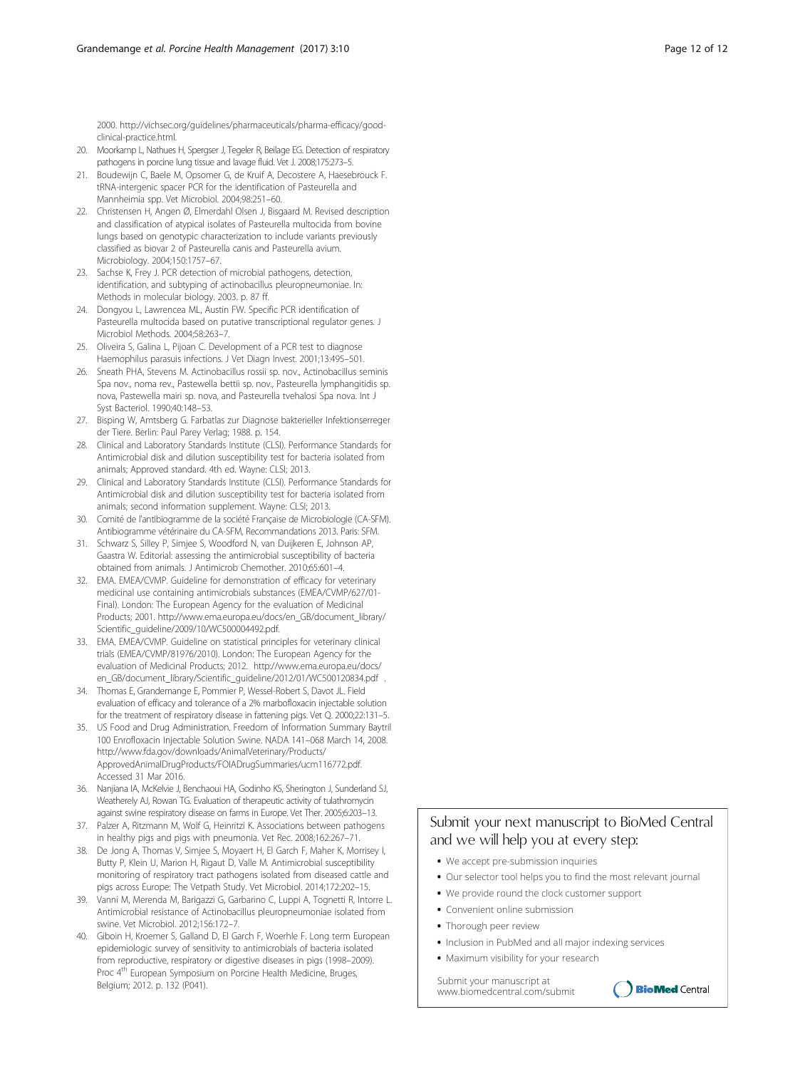2000. http://vichsec.org/guidelines/pharmaceuticals/pharma-efficacy/good-clinical-practice.html.

20. Moorkamp L, Nathues H, Spergser J, Tegeler R, Beilage EG. Detection of respiratory pathogens in porcine lung tissue and lavage fluid. Vet J. 2008;175:273–5.
21. Boudewijn C, Baele M, Opsomer G, de Kruif A, Decostere A, Haesebrouck F. tRNA-intergenic spacer PCR for the identification of Pasteurella and Mannheimia spp. Vet Microbiol. 2004;98:251–60.
22. Christensen H, Angen Ø, Elmerdahl Olsen J, Bisgaard M. Revised description and classification of atypical isolates of Pasteurella multocida from bovine lungs based on genotypic characterization to include variants previously classified as biovar 2 of Pasteurella canis and Pasteurella avium. Microbiology. 2004;150:1757–67.
23. Sachse K, Frey J. PCR detection of microbial pathogens, detection, identification, and subtyping of actinobacillus pleuropneumoniae. In: Methods in molecular biology. 2003. p. 87 ff.
24. Dongyou L, Lawrencea ML, Austin FW. Specific PCR identification of Pasteurella multocida based on putative transcriptional regulator genes. J Microbiol Methods. 2004;58:263–7.
25. Oliveira S, Galina L, Pijoan C. Development of a PCR test to diagnose Haemophilus parasuis infections. J Vet Diagn Invest. 2001;13:495–501.
26. Sneath PHA, Stevens M. Actinobacillus rossii sp. nov., Actinobacillus seminis Spa nov., noma rev., Pastewella bettii sp. nov., Pasteurella lymphangitidis sp. nova, Pastewella mairi sp. nova, and Pasteurella tvehalosi Spa nova. Int J Syst Bacteriol. 1990;40:148–53.
27. Bisping W, Amtsberg G. Farbatlas zur Diagnose bakterieller Infektionserreger der Tiere. Berlin: Paul Parey Verlag; 1988. p. 154.
28. Clinical and Laboratory Standards Institute (CLSI). Performance Standards for Antimicrobial disk and dilution susceptibility test for bacteria isolated from animals; Approved standard. 4th ed. Wayne: CLSI; 2013.
29. Clinical and Laboratory Standards Institute (CLSI). Performance Standards for Antimicrobial disk and dilution susceptibility test for bacteria isolated from animals; second information supplement. Wayne: CLSI; 2013.
30. Comité de l'antibiogramme de la société Française de Microbiologie (CA-SFM). Antibiogramme vétérinaire du CA-SFM, Recommandations 2013. Paris: SFM.
31. Schwarz S, Silley P, Simjee S, Woodford N, van Duijkeren E, Johnson AP, Gaastra W. Editorial: assessing the antimicrobial susceptibility of bacteria obtained from animals. J Antimicrob Chemother. 2010;65:601–4.
32. EMA. EMEA/CVMP. Guideline for demonstration of efficacy for veterinary medicinal use containing antimicrobials substances (EMEA/CVMP/627/01-Final). London: The European Agency for the evaluation of Medicinal Products; 2001. http://www.ema.europa.eu/docs/en_GB/document_library/Scientific_guideline/2009/10/WC500004492.pdf.
33. EMA. EMEA/CVMP. Guideline on statistical principles for veterinary clinical trials (EMEA/CVMP/81976/2010). London: The European Agency for the evaluation of Medicinal Products; 2012. http://www.ema.europa.eu/docs/en_GB/document_library/Scientific_guideline/2012/01/WC500120834.pdf .
34. Thomas E, Grandemange E, Pommier P, Wessel-Robert S, Davot JL. Field evaluation of efficacy and tolerance of a 2% marbofloxacin injectable solution for the treatment of respiratory disease in fattening pigs. Vet Q. 2000;22:131–5.
35. US Food and Drug Administration. Freedom of Information Summary Baytril 100 Enrofloxacin Injectable Solution Swine. NADA 141–068 March 14, 2008. http://www.fda.gov/downloads/AnimalVeterinary/Products/ApprovedAnimalDrugProducts/FOIADrugSummaries/ucm116772.pdf. Accessed 31 Mar 2016.
36. Nanjiana IA, McKelvie J, Benchaoui HA, Godinho KS, Sherington J, Sunderland SJ, Weatherely AJ, Rowan TG. Evaluation of therapeutic activity of tulathromycin against swine respiratory disease on farms in Europe. Vet Ther. 2005;6:203–13.
37. Palzer A, Ritzmann M, Wolf G, Heinritzi K. Associations between pathogens in healthy pigs and pigs with pneumonia. Vet Rec. 2008;162:267–71.
38. De Jong A, Thomas V, Simjee S, Moyaert H, El Garch F, Maher K, Morrisey I, Butty P, Klein U, Marion H, Rigaut D, Valle M. Antimicrobial susceptibility monitoring of respiratory tract pathogens isolated from diseased cattle and pigs across Europe: The Vetpath Study. Vet Microbiol. 2014;172:202–15.
39. Vanni M, Merenda M, Barigazzi G, Garbarino C, Luppi A, Tognetti R, Intorre L. Antimicrobial resistance of Actinobacillus pleuropneumoniae isolated from swine. Vet Microbiol. 2012;156:172–7.
40. Giboin H, Kroemer S, Galland D, El Garch F, Woerhle F. Long term European epidemiologic survey of sensitivity to antimicrobials of bacteria isolated from reproductive, respiratory or digestive diseases in pigs (1998–2009). Proc 4th European Symposium on Porcine Health Medicine, Bruges, Belgium; 2012. p. 132 (P041).